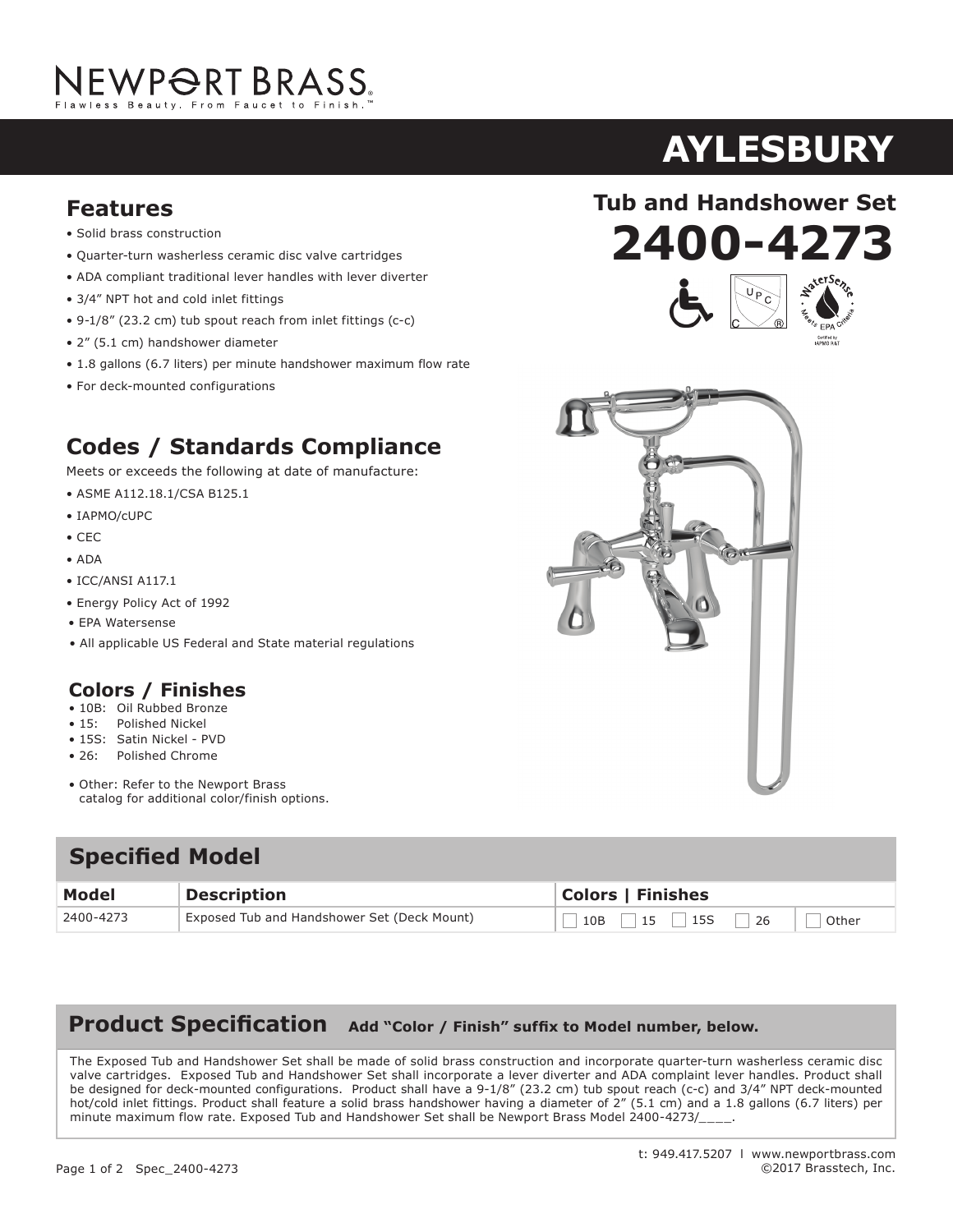NEWPORT BRASS
Flawless Beauty. From Faucet to Finish.™

# AYLESBURY

## Tub and Handshower Set

## 2400-4273

## Features

- Solid brass construction
- Quarter-turn washerless ceramic disc valve cartridges
- ADA compliant traditional lever handles with lever diverter
- 3/4" NPT hot and cold inlet fittings
- 9-1/8" (23.2 cm) tub spout reach from inlet fittings (c-c)
- 2" (5.1 cm) handshower diameter
- 1.8 gallons (6.7 liters) per minute handshower maximum flow rate
- For deck-mounted configurations

## Codes / Standards Compliance

Meets or exceeds the following at date of manufacture:

- ASME A112.18.1/CSA B125.1
- IAPMO/cUPC
- CEC
- ADA
- ICC/ANSI A117.1
- Energy Policy Act of 1992
- EPA Watersense
- All applicable US Federal and State material regulations

## Colors / Finishes

- 10B: Oil Rubbed Bronze
- 15: Polished Nickel
- 15S: Satin Nickel - PVD
- 26: Polished Chrome
- Other: Refer to the Newport Brass catalog for additional color/finish options.

## Specified Model

| Model | Description | Colors \| Finishes |
|---|---|---|
| 2400-4273 | Exposed Tub and Handshower Set (Deck Mount) | ☐ 10B ☐ 15 ☐ 15S ☐ 26 ☐ Other |

## Product Specification **Add "Color / Finish" suffix to Model number, below.**

The Exposed Tub and Handshower Set shall be made of solid brass construction and incorporate quarter-turn washerless ceramic disc valve cartridges. Exposed Tub and Handshower Set shall incorporate a lever diverter and ADA complaint lever handles. Product shall be designed for deck-mounted configurations. Product shall have a 9-1/8" (23.2 cm) tub spout reach (c-c) and 3/4" NPT deck-mounted hot/cold inlet fittings. Product shall feature a solid brass handshower having a diameter of 2" (5.1 cm) and a 1.8 gallons (6.7 liters) per minute maximum flow rate. Exposed Tub and Handshower Set shall be Newport Brass Model 2400-4273/____.

t: 949.417.5207 | www.newportbrass.com
©2017 Brasstech, Inc.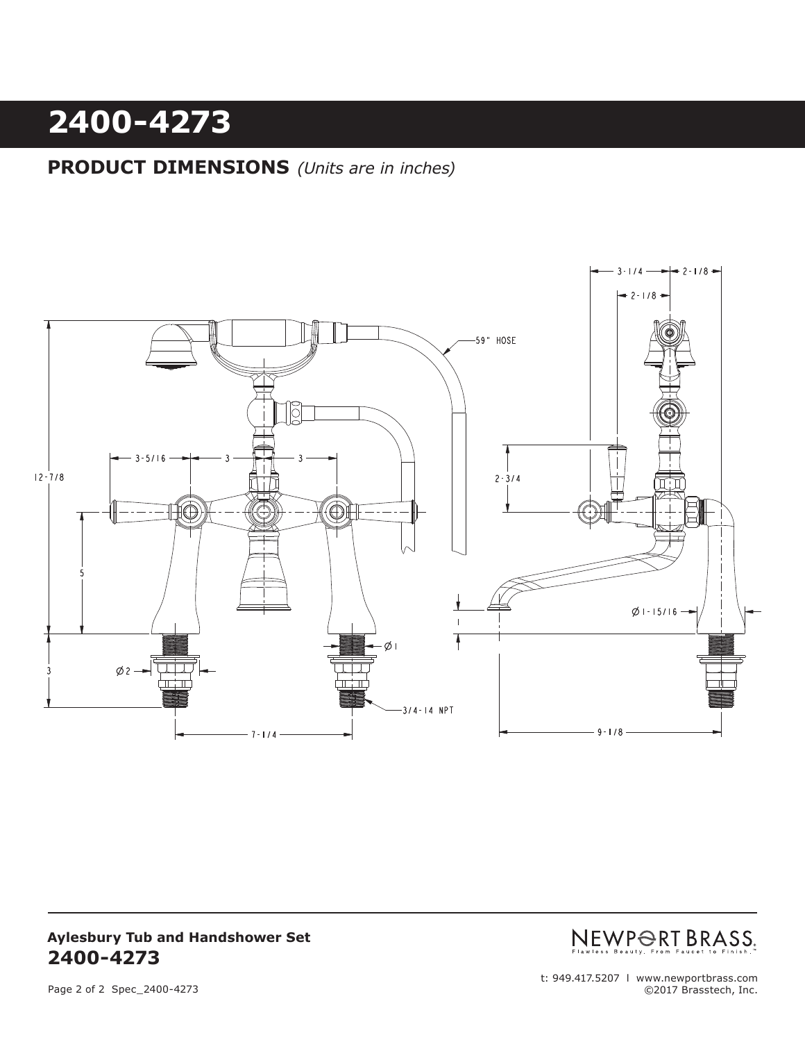# 2400-4273

## PRODUCT DIMENSIONS *(Units are in inches)*

59" HOSE

3-5/16

3

3

12-7/8

5

3

Ø 2

Ø 1

3/4-14 NPT

7-1/4

3-1/4

2-1/8

2-1/8

2-3/4

1

Ø 1-15/16

9-1/8

**Aylesbury Tub and Handshower Set**
**2400-4273**

NEWPORT BRASS.
Flawless Beauty. From Faucet to Finish.™

t: 949.417.5207 l www.newportbrass.com
©2017 Brasstech, Inc.

Spec_2400-4273